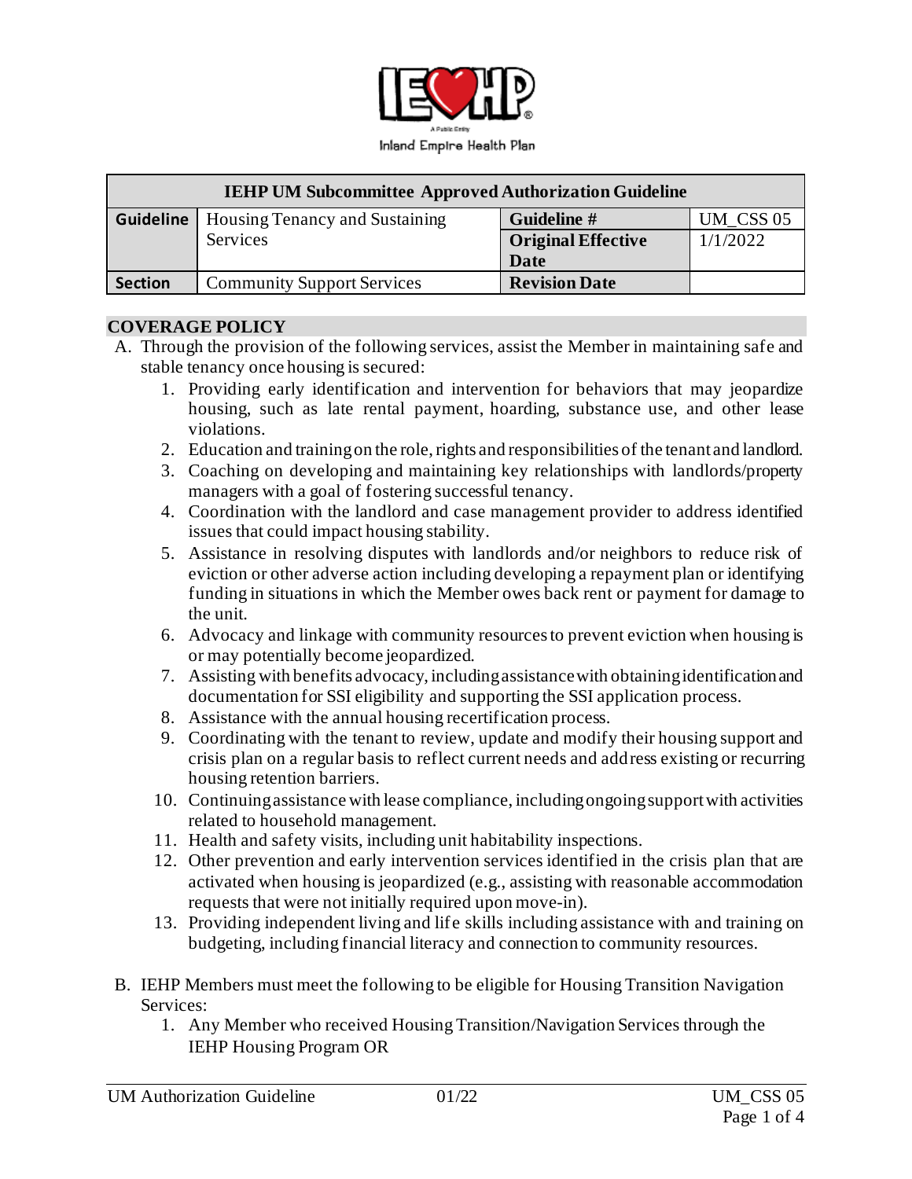| IEHP UM Subcommittee Approved Authorization Guideline | | | |
|---|---|---|---|
| **Guideline** | Housing Tenancy and Sustaining Services | **Guideline #** | UM_CSS 05 |
| | | **Original Effective Date** | 1/1/2022 |
| **Section** | Community Support Services | **Revision Date** | |

## COVERAGE POLICY

A. Through the provision of the following services, assist the Member in maintaining safe and stable tenancy once housing is secured:
   1. Providing early identification and intervention for behaviors that may jeopardize housing, such as late rental payment, hoarding, substance use, and other lease violations.
   2. Education and training on the role, rights and responsibilities of the tenant and landlord.
   3. Coaching on developing and maintaining key relationships with landlords/property managers with a goal of fostering successful tenancy.
   4. Coordination with the landlord and case management provider to address identified issues that could impact housing stability.
   5. Assistance in resolving disputes with landlords and/or neighbors to reduce risk of eviction or other adverse action including developing a repayment plan or identifying funding in situations in which the Member owes back rent or payment for damage to the unit.
   6. Advocacy and linkage with community resources to prevent eviction when housing is or may potentially become jeopardized.
   7. Assisting with benefits advocacy, including assistance with obtaining identification and documentation for SSI eligibility and supporting the SSI application process.
   8. Assistance with the annual housing recertification process.
   9. Coordinating with the tenant to review, update and modify their housing support and crisis plan on a regular basis to reflect current needs and address existing or recurring housing retention barriers.
   10. Continuing assistance with lease compliance, including ongoing support with activities related to household management.
   11. Health and safety visits, including unit habitability inspections.
   12. Other prevention and early intervention services identified in the crisis plan that are activated when housing is jeopardized (e.g., assisting with reasonable accommodation requests that were not initially required upon move-in).
   13. Providing independent living and life skills including assistance with and training on budgeting, including financial literacy and connection to community resources.

B. IEHP Members must meet the following to be eligible for Housing Transition Navigation Services:
   1. Any Member who received Housing Transition/Navigation Services through the IEHP Housing Program OR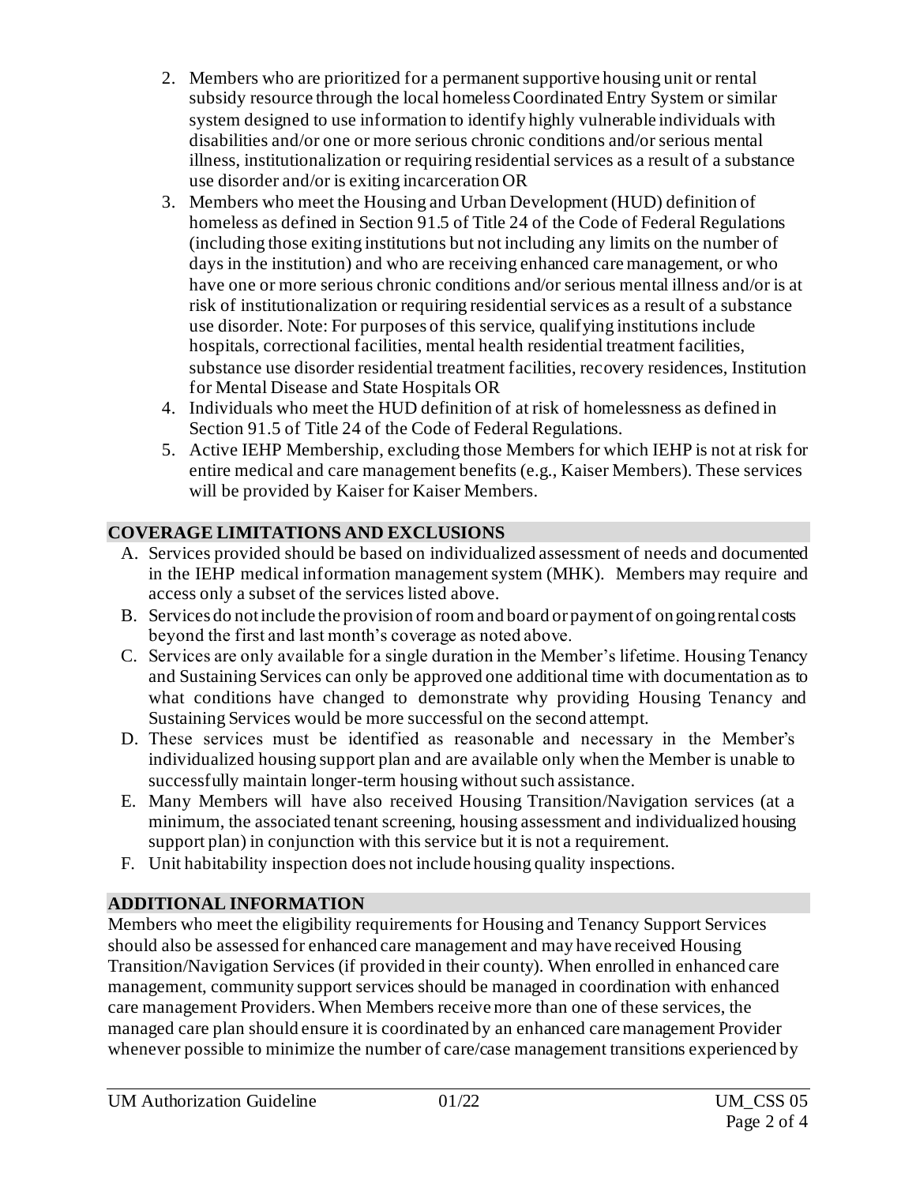2. Members who are prioritized for a permanent supportive housing unit or rental subsidy resource through the local homeless Coordinated Entry System or similar system designed to use information to identify highly vulnerable individuals with disabilities and/or one or more serious chronic conditions and/or serious mental illness, institutionalization or requiring residential services as a result of a substance use disorder and/or is exiting incarceration OR
3. Members who meet the Housing and Urban Development (HUD) definition of homeless as defined in Section 91.5 of Title 24 of the Code of Federal Regulations (including those exiting institutions but not including any limits on the number of days in the institution) and who are receiving enhanced care management, or who have one or more serious chronic conditions and/or serious mental illness and/or is at risk of institutionalization or requiring residential services as a result of a substance use disorder. Note: For purposes of this service, qualifying institutions include hospitals, correctional facilities, mental health residential treatment facilities, substance use disorder residential treatment facilities, recovery residences, Institution for Mental Disease and State Hospitals OR
4. Individuals who meet the HUD definition of at risk of homelessness as defined in Section 91.5 of Title 24 of the Code of Federal Regulations.
5. Active IEHP Membership, excluding those Members for which IEHP is not at risk for entire medical and care management benefits (e.g., Kaiser Members). These services will be provided by Kaiser for Kaiser Members.

## COVERAGE LIMITATIONS AND EXCLUSIONS

A. Services provided should be based on individualized assessment of needs and documented in the IEHP medical information management system (MHK). Members may require and access only a subset of the services listed above.
B. Services do not include the provision of room and board or payment of ongoing rental costs beyond the first and last month's coverage as noted above.
C. Services are only available for a single duration in the Member's lifetime. Housing Tenancy and Sustaining Services can only be approved one additional time with documentation as to what conditions have changed to demonstrate why providing Housing Tenancy and Sustaining Services would be more successful on the second attempt.
D. These services must be identified as reasonable and necessary in the Member's individualized housing support plan and are available only when the Member is unable to successfully maintain longer-term housing without such assistance.
E. Many Members will have also received Housing Transition/Navigation services (at a minimum, the associated tenant screening, housing assessment and individualized housing support plan) in conjunction with this service but it is not a requirement.
F. Unit habitability inspection does not include housing quality inspections.

## ADDITIONAL INFORMATION

Members who meet the eligibility requirements for Housing and Tenancy Support Services should also be assessed for enhanced care management and may have received Housing Transition/Navigation Services (if provided in their county). When enrolled in enhanced care management, community support services should be managed in coordination with enhanced care management Providers. When Members receive more than one of these services, the managed care plan should ensure it is coordinated by an enhanced care management Provider whenever possible to minimize the number of care/case management transitions experienced by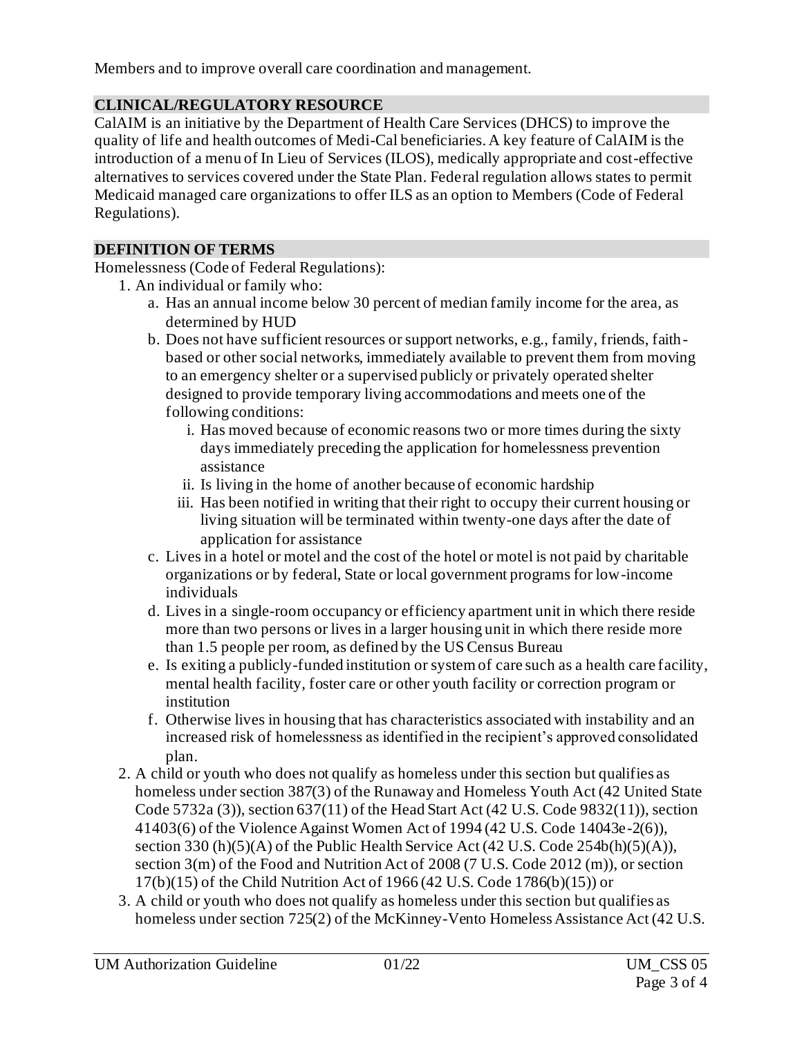Members and to improve overall care coordination and management.

## CLINICAL/REGULATORY RESOURCE

CalAIM is an initiative by the Department of Health Care Services (DHCS) to improve the quality of life and health outcomes of Medi-Cal beneficiaries. A key feature of CalAIM is the introduction of a menu of In Lieu of Services (ILOS), medically appropriate and cost-effective alternatives to services covered under the State Plan. Federal regulation allows states to permit Medicaid managed care organizations to offer ILS as an option to Members (Code of Federal Regulations).

## DEFINITION OF TERMS

Homelessness (Code of Federal Regulations):

1. An individual or family who:
   a. Has an annual income below 30 percent of median family income for the area, as determined by HUD
   b. Does not have sufficient resources or support networks, e.g., family, friends, faith-based or other social networks, immediately available to prevent them from moving to an emergency shelter or a supervised publicly or privately operated shelter designed to provide temporary living accommodations and meets one of the following conditions:
      i. Has moved because of economic reasons two or more times during the sixty days immediately preceding the application for homelessness prevention assistance
      ii. Is living in the home of another because of economic hardship
      iii. Has been notified in writing that their right to occupy their current housing or living situation will be terminated within twenty-one days after the date of application for assistance
   c. Lives in a hotel or motel and the cost of the hotel or motel is not paid by charitable organizations or by federal, State or local government programs for low-income individuals
   d. Lives in a single-room occupancy or efficiency apartment unit in which there reside more than two persons or lives in a larger housing unit in which there reside more than 1.5 people per room, as defined by the US Census Bureau
   e. Is exiting a publicly-funded institution or system of care such as a health care facility, mental health facility, foster care or other youth facility or correction program or institution
   f. Otherwise lives in housing that has characteristics associated with instability and an increased risk of homelessness as identified in the recipient's approved consolidated plan.
2. A child or youth who does not qualify as homeless under this section but qualifies as homeless under section 387(3) of the Runaway and Homeless Youth Act (42 United State Code 5732a (3)), section 637(11) of the Head Start Act (42 U.S. Code 9832(11)), section 41403(6) of the Violence Against Women Act of 1994 (42 U.S. Code 14043e-2(6)), section 330 (h)(5)(A) of the Public Health Service Act (42 U.S. Code 254b(h)(5)(A)), section 3(m) of the Food and Nutrition Act of 2008 (7 U.S. Code 2012 (m)), or section 17(b)(15) of the Child Nutrition Act of 1966 (42 U.S. Code 1786(b)(15)) or
3. A child or youth who does not qualify as homeless under this section but qualifies as homeless under section 725(2) of the McKinney-Vento Homeless Assistance Act (42 U.S.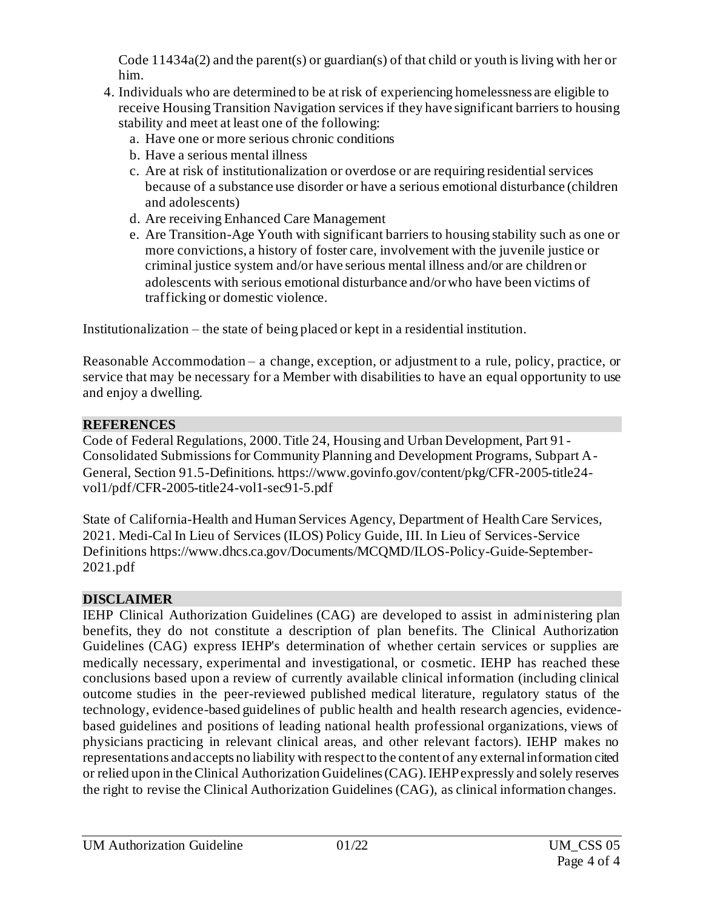Code 11434a(2) and the parent(s) or guardian(s) of that child or youth is living with her or him.

4. Individuals who are determined to be at risk of experiencing homelessness are eligible to receive Housing Transition Navigation services if they have significant barriers to housing stability and meet at least one of the following:
   a. Have one or more serious chronic conditions
   b. Have a serious mental illness
   c. Are at risk of institutionalization or overdose or are requiring residential services because of a substance use disorder or have a serious emotional disturbance (children and adolescents)
   d. Are receiving Enhanced Care Management
   e. Are Transition-Age Youth with significant barriers to housing stability such as one or more convictions, a history of foster care, involvement with the juvenile justice or criminal justice system and/or have serious mental illness and/or are children or adolescents with serious emotional disturbance and/or who have been victims of trafficking or domestic violence.

Institutionalization – the state of being placed or kept in a residential institution.

Reasonable Accommodation – a change, exception, or adjustment to a rule, policy, practice, or service that may be necessary for a Member with disabilities to have an equal opportunity to use and enjoy a dwelling.

## REFERENCES

Code of Federal Regulations, 2000. Title 24, Housing and Urban Development, Part 91 - Consolidated Submissions for Community Planning and Development Programs, Subpart A - General, Section 91.5-Definitions. https://www.govinfo.gov/content/pkg/CFR-2005-title24-vol1/pdf/CFR-2005-title24-vol1-sec91-5.pdf

State of California-Health and Human Services Agency, Department of Health Care Services, 2021. Medi-Cal In Lieu of Services (ILOS) Policy Guide, III. In Lieu of Services-Service Definitions https://www.dhcs.ca.gov/Documents/MCQMD/ILOS-Policy-Guide-September-2021.pdf

## DISCLAIMER

IEHP Clinical Authorization Guidelines (CAG) are developed to assist in administering plan benefits, they do not constitute a description of plan benefits. The Clinical Authorization Guidelines (CAG) express IEHP's determination of whether certain services or supplies are medically necessary, experimental and investigational, or cosmetic. IEHP has reached these conclusions based upon a review of currently available clinical information (including clinical outcome studies in the peer-reviewed published medical literature, regulatory status of the technology, evidence-based guidelines of public health and health research agencies, evidence-based guidelines and positions of leading national health professional organizations, views of physicians practicing in relevant clinical areas, and other relevant factors). IEHP makes no representations and accepts no liability with respect to the content of any external information cited or relied upon in the Clinical Authorization Guidelines (CAG). IEHP expressly and solely reserves the right to revise the Clinical Authorization Guidelines (CAG), as clinical information changes.